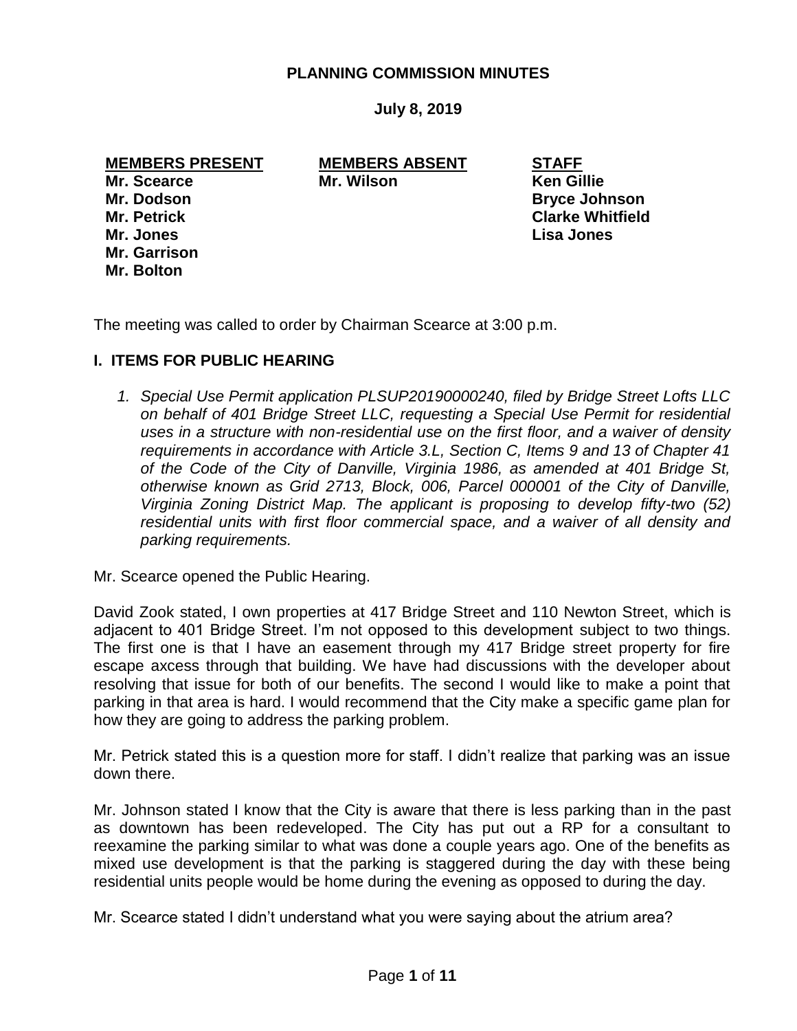**PLANNING COMMISSION MINUTES**

**July 8, 2019**

| MEMBERS PRESENT | MEMBERS ABSENT | STAFF |
|---|---|---|
| Mr. Scearce | Mr. Wilson | Ken Gillie |
| Mr. Dodson | | Bryce Johnson |
| Mr. Petrick | | Clarke Whitfield |
| Mr. Jones | | Lisa Jones |
| Mr. Garrison | | |
| Mr. Bolton | | |

The meeting was called to order by Chairman Scearce at 3:00 p.m.

## I. ITEMS FOR PUBLIC HEARING

1. *Special Use Permit application PLSUP20190000240, filed by Bridge Street Lofts LLC on behalf of 401 Bridge Street LLC, requesting a Special Use Permit for residential uses in a structure with non-residential use on the first floor, and a waiver of density requirements in accordance with Article 3.L, Section C, Items 9 and 13 of Chapter 41 of the Code of the City of Danville, Virginia 1986, as amended at 401 Bridge St, otherwise known as Grid 2713, Block, 006, Parcel 000001 of the City of Danville, Virginia Zoning District Map. The applicant is proposing to develop fifty-two (52) residential units with first floor commercial space, and a waiver of all density and parking requirements.*

Mr. Scearce opened the Public Hearing.

David Zook stated, I own properties at 417 Bridge Street and 110 Newton Street, which is adjacent to 401 Bridge Street. I'm not opposed to this development subject to two things. The first one is that I have an easement through my 417 Bridge street property for fire escape axcess through that building. We have had discussions with the developer about resolving that issue for both of our benefits. The second I would like to make a point that parking in that area is hard. I would recommend that the City make a specific game plan for how they are going to address the parking problem.

Mr. Petrick stated this is a question more for staff. I didn't realize that parking was an issue down there.

Mr. Johnson stated I know that the City is aware that there is less parking than in the past as downtown has been redeveloped. The City has put out a RP for a consultant to reexamine the parking similar to what was done a couple years ago. One of the benefits as mixed use development is that the parking is staggered during the day with these being residential units people would be home during the evening as opposed to during the day.

Mr. Scearce stated I didn't understand what you were saying about the atrium area?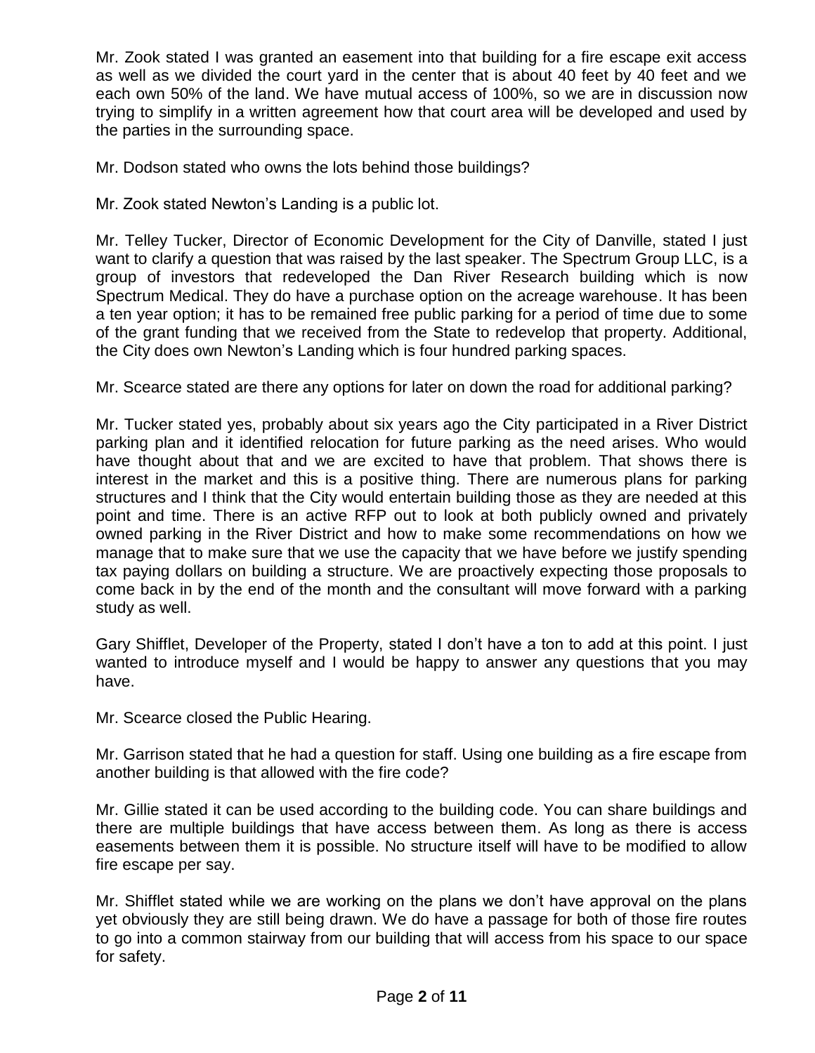Mr. Zook stated I was granted an easement into that building for a fire escape exit access as well as we divided the court yard in the center that is about 40 feet by 40 feet and we each own 50% of the land. We have mutual access of 100%, so we are in discussion now trying to simplify in a written agreement how that court area will be developed and used by the parties in the surrounding space.

Mr. Dodson stated who owns the lots behind those buildings?

Mr. Zook stated Newton's Landing is a public lot.

Mr. Telley Tucker, Director of Economic Development for the City of Danville, stated I just want to clarify a question that was raised by the last speaker. The Spectrum Group LLC, is a group of investors that redeveloped the Dan River Research building which is now Spectrum Medical. They do have a purchase option on the acreage warehouse. It has been a ten year option; it has to be remained free public parking for a period of time due to some of the grant funding that we received from the State to redevelop that property. Additional, the City does own Newton's Landing which is four hundred parking spaces.

Mr. Scearce stated are there any options for later on down the road for additional parking?

Mr. Tucker stated yes, probably about six years ago the City participated in a River District parking plan and it identified relocation for future parking as the need arises. Who would have thought about that and we are excited to have that problem. That shows there is interest in the market and this is a positive thing. There are numerous plans for parking structures and I think that the City would entertain building those as they are needed at this point and time. There is an active RFP out to look at both publicly owned and privately owned parking in the River District and how to make some recommendations on how we manage that to make sure that we use the capacity that we have before we justify spending tax paying dollars on building a structure. We are proactively expecting those proposals to come back in by the end of the month and the consultant will move forward with a parking study as well.

Gary Shifflet, Developer of the Property, stated I don't have a ton to add at this point. I just wanted to introduce myself and I would be happy to answer any questions that you may have.

Mr. Scearce closed the Public Hearing.

Mr. Garrison stated that he had a question for staff. Using one building as a fire escape from another building is that allowed with the fire code?

Mr. Gillie stated it can be used according to the building code. You can share buildings and there are multiple buildings that have access between them. As long as there is access easements between them it is possible. No structure itself will have to be modified to allow fire escape per say.

Mr. Shifflet stated while we are working on the plans we don't have approval on the plans yet obviously they are still being drawn. We do have a passage for both of those fire routes to go into a common stairway from our building that will access from his space to our space for safety.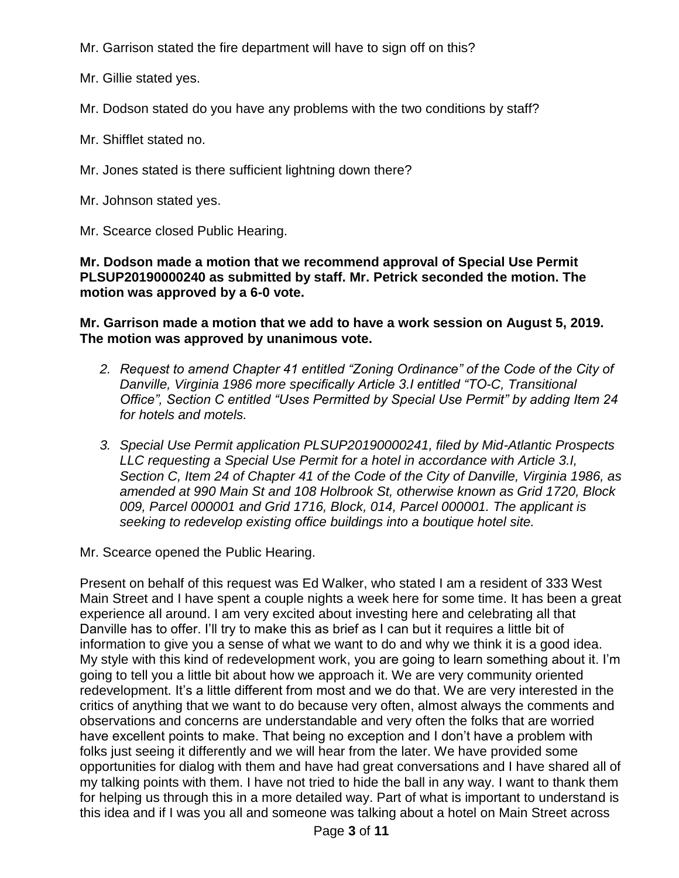Mr. Garrison stated the fire department will have to sign off on this?

Mr. Gillie stated yes.

Mr. Dodson stated do you have any problems with the two conditions by staff?

Mr. Shifflet stated no.

Mr. Jones stated is there sufficient lightning down there?

Mr. Johnson stated yes.

Mr. Scearce closed Public Hearing.

**Mr. Dodson made a motion that we recommend approval of Special Use Permit PLSUP20190000240 as submitted by staff. Mr. Petrick seconded the motion. The motion was approved by a 6-0 vote.**

**Mr. Garrison made a motion that we add to have a work session on August 5, 2019. The motion was approved by unanimous vote.**

2. *Request to amend Chapter 41 entitled "Zoning Ordinance" of the Code of the City of Danville, Virginia 1986 more specifically Article 3.I entitled "TO-C, Transitional Office", Section C entitled "Uses Permitted by Special Use Permit" by adding Item 24 for hotels and motels.*

3. *Special Use Permit application PLSUP20190000241, filed by Mid-Atlantic Prospects LLC requesting a Special Use Permit for a hotel in accordance with Article 3.I, Section C, Item 24 of Chapter 41 of the Code of the City of Danville, Virginia 1986, as amended at 990 Main St and 108 Holbrook St, otherwise known as Grid 1720, Block 009, Parcel 000001 and Grid 1716, Block, 014, Parcel 000001. The applicant is seeking to redevelop existing office buildings into a boutique hotel site.*

Mr. Scearce opened the Public Hearing.

Present on behalf of this request was Ed Walker, who stated I am a resident of 333 West Main Street and I have spent a couple nights a week here for some time. It has been a great experience all around. I am very excited about investing here and celebrating all that Danville has to offer. I'll try to make this as brief as I can but it requires a little bit of information to give you a sense of what we want to do and why we think it is a good idea. My style with this kind of redevelopment work, you are going to learn something about it. I'm going to tell you a little bit about how we approach it. We are very community oriented redevelopment. It's a little different from most and we do that. We are very interested in the critics of anything that we want to do because very often, almost always the comments and observations and concerns are understandable and very often the folks that are worried have excellent points to make. That being no exception and I don't have a problem with folks just seeing it differently and we will hear from the later. We have provided some opportunities for dialog with them and have had great conversations and I have shared all of my talking points with them. I have not tried to hide the ball in any way. I want to thank them for helping us through this in a more detailed way. Part of what is important to understand is this idea and if I was you all and someone was talking about a hotel on Main Street across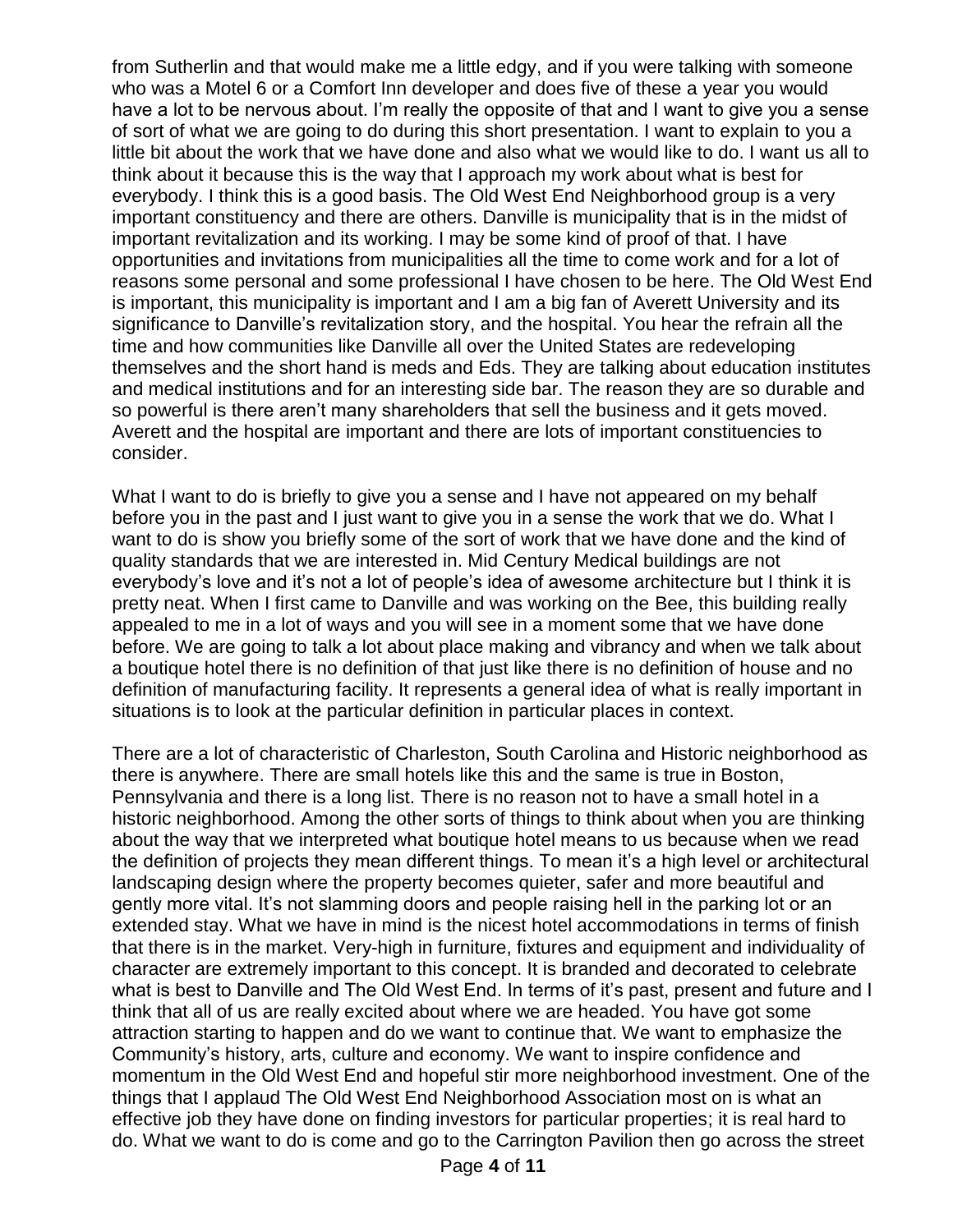from Sutherlin and that would make me a little edgy, and if you were talking with someone who was a Motel 6 or a Comfort Inn developer and does five of these a year you would have a lot to be nervous about. I'm really the opposite of that and I want to give you a sense of sort of what we are going to do during this short presentation. I want to explain to you a little bit about the work that we have done and also what we would like to do. I want us all to think about it because this is the way that I approach my work about what is best for everybody. I think this is a good basis. The Old West End Neighborhood group is a very important constituency and there are others. Danville is municipality that is in the midst of important revitalization and its working. I may be some kind of proof of that. I have opportunities and invitations from municipalities all the time to come work and for a lot of reasons some personal and some professional I have chosen to be here. The Old West End is important, this municipality is important and I am a big fan of Averett University and its significance to Danville's revitalization story, and the hospital. You hear the refrain all the time and how communities like Danville all over the United States are redeveloping themselves and the short hand is meds and Eds. They are talking about education institutes and medical institutions and for an interesting side bar. The reason they are so durable and so powerful is there aren't many shareholders that sell the business and it gets moved. Averett and the hospital are important and there are lots of important constituencies to consider.

What I want to do is briefly to give you a sense and I have not appeared on my behalf before you in the past and I just want to give you in a sense the work that we do. What I want to do is show you briefly some of the sort of work that we have done and the kind of quality standards that we are interested in. Mid Century Medical buildings are not everybody's love and it's not a lot of people's idea of awesome architecture but I think it is pretty neat. When I first came to Danville and was working on the Bee, this building really appealed to me in a lot of ways and you will see in a moment some that we have done before. We are going to talk a lot about place making and vibrancy and when we talk about a boutique hotel there is no definition of that just like there is no definition of house and no definition of manufacturing facility. It represents a general idea of what is really important in situations is to look at the particular definition in particular places in context.

There are a lot of characteristic of Charleston, South Carolina and Historic neighborhood as there is anywhere. There are small hotels like this and the same is true in Boston, Pennsylvania and there is a long list. There is no reason not to have a small hotel in a historic neighborhood. Among the other sorts of things to think about when you are thinking about the way that we interpreted what boutique hotel means to us because when we read the definition of projects they mean different things. To mean it's a high level or architectural landscaping design where the property becomes quieter, safer and more beautiful and gently more vital. It's not slamming doors and people raising hell in the parking lot or an extended stay. What we have in mind is the nicest hotel accommodations in terms of finish that there is in the market. Very-high in furniture, fixtures and equipment and individuality of character are extremely important to this concept. It is branded and decorated to celebrate what is best to Danville and The Old West End. In terms of it's past, present and future and I think that all of us are really excited about where we are headed. You have got some attraction starting to happen and do we want to continue that. We want to emphasize the Community's history, arts, culture and economy. We want to inspire confidence and momentum in the Old West End and hopeful stir more neighborhood investment. One of the things that I applaud The Old West End Neighborhood Association most on is what an effective job they have done on finding investors for particular properties; it is real hard to do. What we want to do is come and go to the Carrington Pavilion then go across the street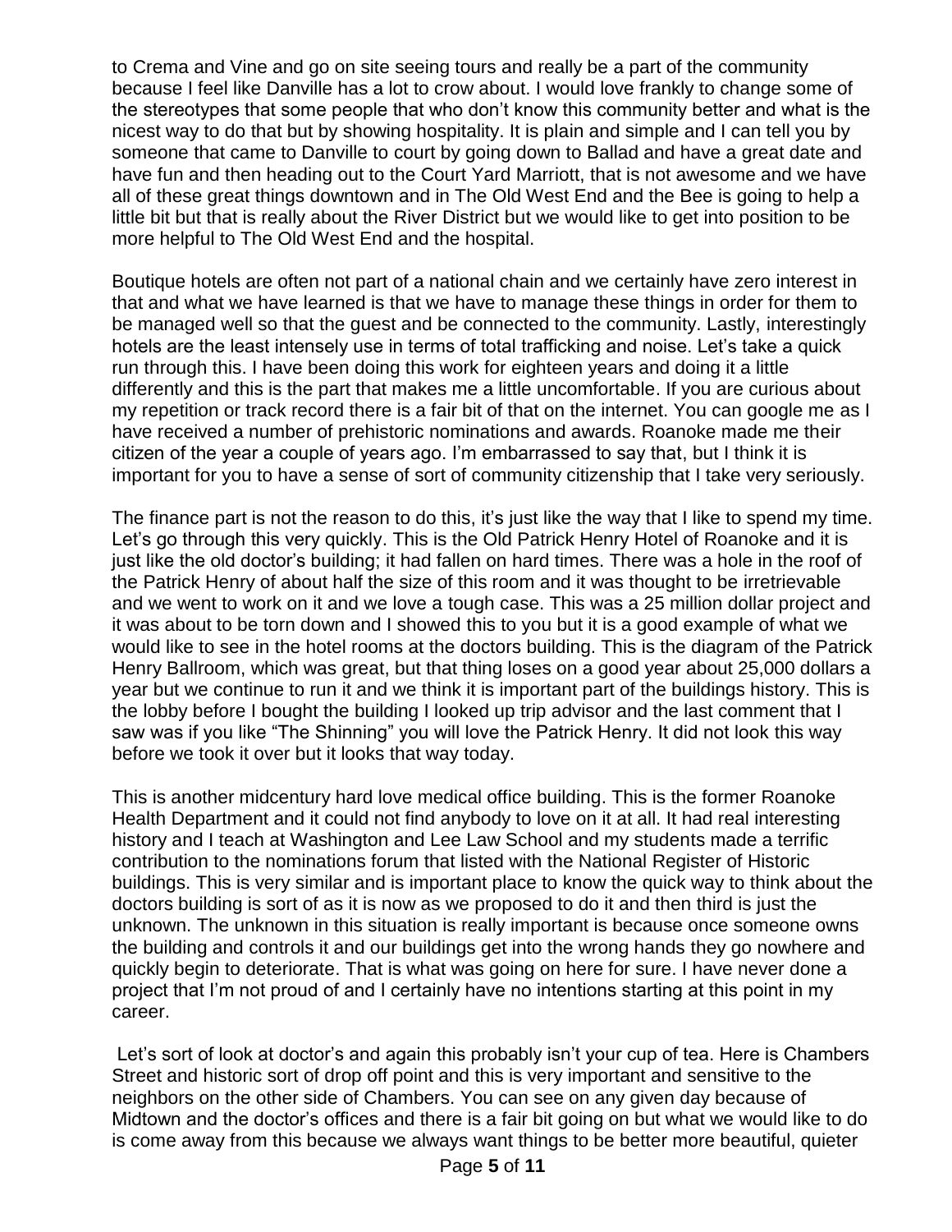to Crema and Vine and go on site seeing tours and really be a part of the community because I feel like Danville has a lot to crow about. I would love frankly to change some of the stereotypes that some people that who don't know this community better and what is the nicest way to do that but by showing hospitality. It is plain and simple and I can tell you by someone that came to Danville to court by going down to Ballad and have a great date and have fun and then heading out to the Court Yard Marriott, that is not awesome and we have all of these great things downtown and in The Old West End and the Bee is going to help a little bit but that is really about the River District but we would like to get into position to be more helpful to The Old West End and the hospital.

Boutique hotels are often not part of a national chain and we certainly have zero interest in that and what we have learned is that we have to manage these things in order for them to be managed well so that the guest and be connected to the community. Lastly, interestingly hotels are the least intensely use in terms of total trafficking and noise. Let's take a quick run through this. I have been doing this work for eighteen years and doing it a little differently and this is the part that makes me a little uncomfortable. If you are curious about my repetition or track record there is a fair bit of that on the internet. You can google me as I have received a number of prehistoric nominations and awards. Roanoke made me their citizen of the year a couple of years ago. I'm embarrassed to say that, but I think it is important for you to have a sense of sort of community citizenship that I take very seriously.

The finance part is not the reason to do this, it's just like the way that I like to spend my time. Let's go through this very quickly. This is the Old Patrick Henry Hotel of Roanoke and it is just like the old doctor's building; it had fallen on hard times. There was a hole in the roof of the Patrick Henry of about half the size of this room and it was thought to be irretrievable and we went to work on it and we love a tough case. This was a 25 million dollar project and it was about to be torn down and I showed this to you but it is a good example of what we would like to see in the hotel rooms at the doctors building. This is the diagram of the Patrick Henry Ballroom, which was great, but that thing loses on a good year about 25,000 dollars a year but we continue to run it and we think it is important part of the buildings history. This is the lobby before I bought the building I looked up trip advisor and the last comment that I saw was if you like "The Shinning" you will love the Patrick Henry. It did not look this way before we took it over but it looks that way today.

This is another midcentury hard love medical office building. This is the former Roanoke Health Department and it could not find anybody to love on it at all. It had real interesting history and I teach at Washington and Lee Law School and my students made a terrific contribution to the nominations forum that listed with the National Register of Historic buildings. This is very similar and is important place to know the quick way to think about the doctors building is sort of as it is now as we proposed to do it and then third is just the unknown. The unknown in this situation is really important is because once someone owns the building and controls it and our buildings get into the wrong hands they go nowhere and quickly begin to deteriorate. That is what was going on here for sure. I have never done a project that I'm not proud of and I certainly have no intentions starting at this point in my career.

Let's sort of look at doctor's and again this probably isn't your cup of tea. Here is Chambers Street and historic sort of drop off point and this is very important and sensitive to the neighbors on the other side of Chambers. You can see on any given day because of Midtown and the doctor's offices and there is a fair bit going on but what we would like to do is come away from this because we always want things to be better more beautiful, quieter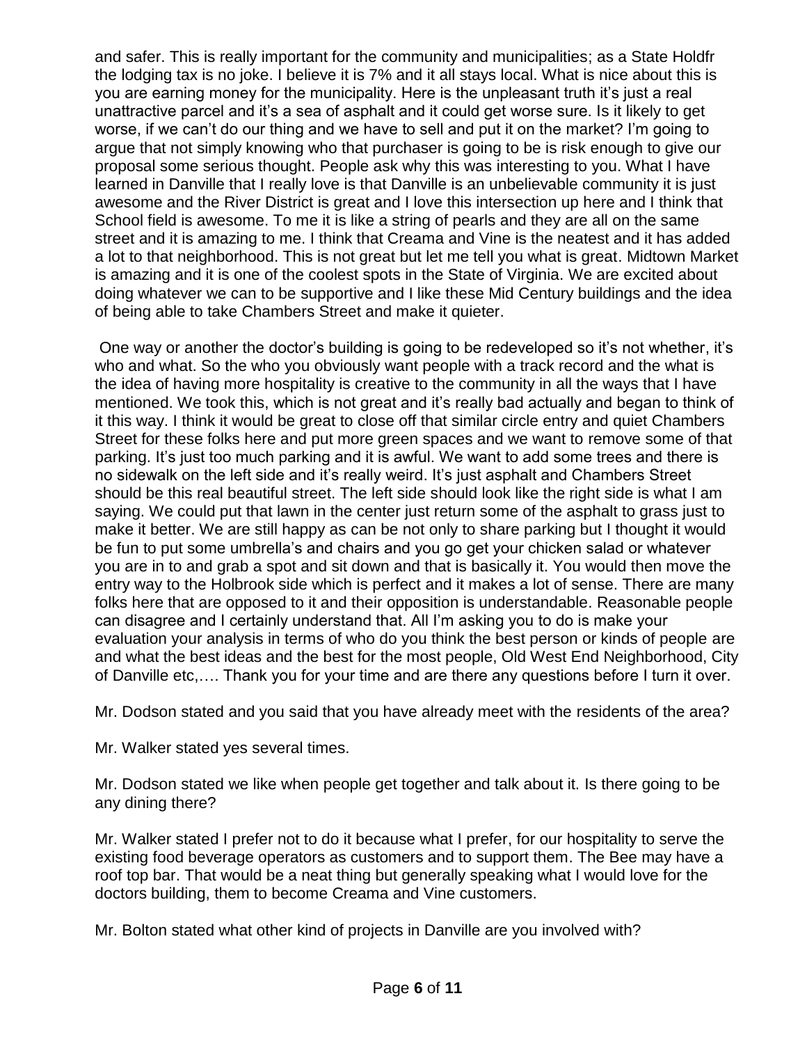and safer. This is really important for the community and municipalities; as a State Holdfr the lodging tax is no joke. I believe it is 7% and it all stays local. What is nice about this is you are earning money for the municipality. Here is the unpleasant truth it's just a real unattractive parcel and it's a sea of asphalt and it could get worse sure. Is it likely to get worse, if we can't do our thing and we have to sell and put it on the market? I'm going to argue that not simply knowing who that purchaser is going to be is risk enough to give our proposal some serious thought. People ask why this was interesting to you. What I have learned in Danville that I really love is that Danville is an unbelievable community it is just awesome and the River District is great and I love this intersection up here and I think that School field is awesome. To me it is like a string of pearls and they are all on the same street and it is amazing to me. I think that Creama and Vine is the neatest and it has added a lot to that neighborhood. This is not great but let me tell you what is great. Midtown Market is amazing and it is one of the coolest spots in the State of Virginia. We are excited about doing whatever we can to be supportive and I like these Mid Century buildings and the idea of being able to take Chambers Street and make it quieter.

One way or another the doctor's building is going to be redeveloped so it's not whether, it's who and what. So the who you obviously want people with a track record and the what is the idea of having more hospitality is creative to the community in all the ways that I have mentioned. We took this, which is not great and it's really bad actually and began to think of it this way. I think it would be great to close off that similar circle entry and quiet Chambers Street for these folks here and put more green spaces and we want to remove some of that parking. It's just too much parking and it is awful. We want to add some trees and there is no sidewalk on the left side and it's really weird. It's just asphalt and Chambers Street should be this real beautiful street. The left side should look like the right side is what I am saying. We could put that lawn in the center just return some of the asphalt to grass just to make it better. We are still happy as can be not only to share parking but I thought it would be fun to put some umbrella's and chairs and you go get your chicken salad or whatever you are in to and grab a spot and sit down and that is basically it. You would then move the entry way to the Holbrook side which is perfect and it makes a lot of sense. There are many folks here that are opposed to it and their opposition is understandable. Reasonable people can disagree and I certainly understand that. All I'm asking you to do is make your evaluation your analysis in terms of who do you think the best person or kinds of people are and what the best ideas and the best for the most people, Old West End Neighborhood, City of Danville etc,…. Thank you for your time and are there any questions before I turn it over.

Mr. Dodson stated and you said that you have already meet with the residents of the area?

Mr. Walker stated yes several times.

Mr. Dodson stated we like when people get together and talk about it. Is there going to be any dining there?

Mr. Walker stated I prefer not to do it because what I prefer, for our hospitality to serve the existing food beverage operators as customers and to support them. The Bee may have a roof top bar. That would be a neat thing but generally speaking what I would love for the doctors building, them to become Creama and Vine customers.

Mr. Bolton stated what other kind of projects in Danville are you involved with?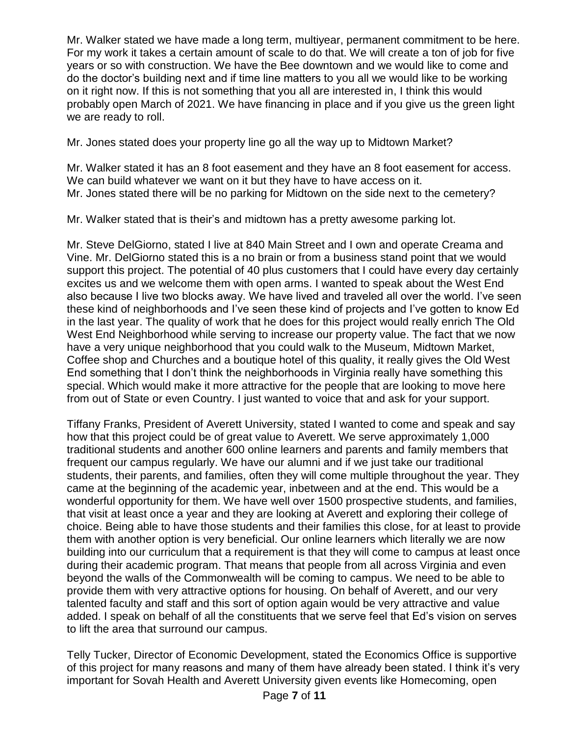Mr. Walker stated we have made a long term, multiyear, permanent commitment to be here. For my work it takes a certain amount of scale to do that. We will create a ton of job for five years or so with construction. We have the Bee downtown and we would like to come and do the doctor's building next and if time line matters to you all we would like to be working on it right now. If this is not something that you all are interested in, I think this would probably open March of 2021. We have financing in place and if you give us the green light we are ready to roll.

Mr. Jones stated does your property line go all the way up to Midtown Market?

Mr. Walker stated it has an 8 foot easement and they have an 8 foot easement for access. We can build whatever we want on it but they have to have access on it.
Mr. Jones stated there will be no parking for Midtown on the side next to the cemetery?

Mr. Walker stated that is their's and midtown has a pretty awesome parking lot.

Mr. Steve DelGiorno, stated I live at 840 Main Street and I own and operate Creama and Vine. Mr. DelGiorno stated this is a no brain or from a business stand point that we would support this project. The potential of 40 plus customers that I could have every day certainly excites us and we welcome them with open arms. I wanted to speak about the West End also because I live two blocks away. We have lived and traveled all over the world. I've seen these kind of neighborhoods and I've seen these kind of projects and I've gotten to know Ed in the last year. The quality of work that he does for this project would really enrich The Old West End Neighborhood while serving to increase our property value. The fact that we now have a very unique neighborhood that you could walk to the Museum, Midtown Market, Coffee shop and Churches and a boutique hotel of this quality, it really gives the Old West End something that I don't think the neighborhoods in Virginia really have something this special. Which would make it more attractive for the people that are looking to move here from out of State or even Country. I just wanted to voice that and ask for your support.

Tiffany Franks, President of Averett University, stated I wanted to come and speak and say how that this project could be of great value to Averett. We serve approximately 1,000 traditional students and another 600 online learners and parents and family members that frequent our campus regularly. We have our alumni and if we just take our traditional students, their parents, and families, often they will come multiple throughout the year. They came at the beginning of the academic year, inbetween and at the end. This would be a wonderful opportunity for them. We have well over 1500 prospective students, and families, that visit at least once a year and they are looking at Averett and exploring their college of choice. Being able to have those students and their families this close, for at least to provide them with another option is very beneficial. Our online learners which literally we are now building into our curriculum that a requirement is that they will come to campus at least once during their academic program. That means that people from all across Virginia and even beyond the walls of the Commonwealth will be coming to campus. We need to be able to provide them with very attractive options for housing. On behalf of Averett, and our very talented faculty and staff and this sort of option again would be very attractive and value added. I speak on behalf of all the constituents that we serve feel that Ed's vision on serves to lift the area that surround our campus.

Telly Tucker, Director of Economic Development, stated the Economics Office is supportive of this project for many reasons and many of them have already been stated. I think it's very important for Sovah Health and Averett University given events like Homecoming, open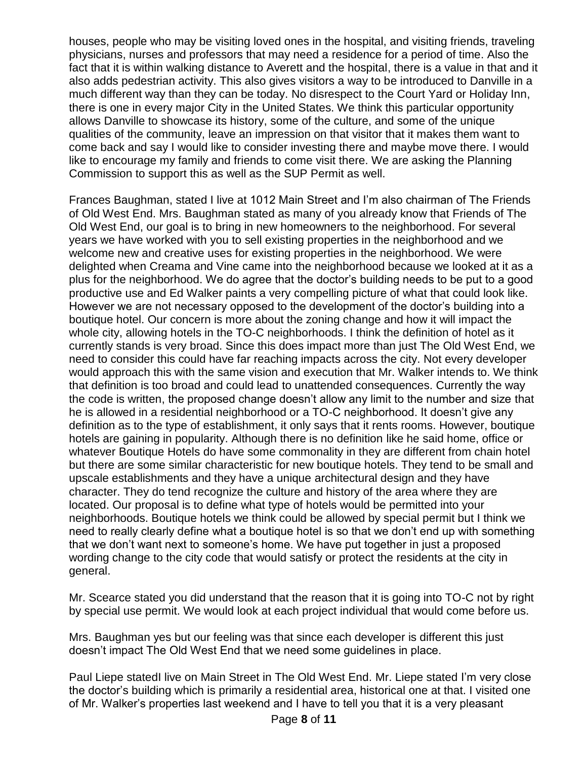houses, people who may be visiting loved ones in the hospital, and visiting friends, traveling physicians, nurses and professors that may need a residence for a period of time. Also the fact that it is within walking distance to Averett and the hospital, there is a value in that and it also adds pedestrian activity. This also gives visitors a way to be introduced to Danville in a much different way than they can be today. No disrespect to the Court Yard or Holiday Inn, there is one in every major City in the United States. We think this particular opportunity allows Danville to showcase its history, some of the culture, and some of the unique qualities of the community, leave an impression on that visitor that it makes them want to come back and say I would like to consider investing there and maybe move there. I would like to encourage my family and friends to come visit there. We are asking the Planning Commission to support this as well as the SUP Permit as well.

Frances Baughman, stated I live at 1012 Main Street and I'm also chairman of The Friends of Old West End. Mrs. Baughman stated as many of you already know that Friends of The Old West End, our goal is to bring in new homeowners to the neighborhood. For several years we have worked with you to sell existing properties in the neighborhood and we welcome new and creative uses for existing properties in the neighborhood. We were delighted when Creama and Vine came into the neighborhood because we looked at it as a plus for the neighborhood. We do agree that the doctor's building needs to be put to a good productive use and Ed Walker paints a very compelling picture of what that could look like. However we are not necessary opposed to the development of the doctor's building into a boutique hotel. Our concern is more about the zoning change and how it will impact the whole city, allowing hotels in the TO-C neighborhoods. I think the definition of hotel as it currently stands is very broad. Since this does impact more than just The Old West End, we need to consider this could have far reaching impacts across the city. Not every developer would approach this with the same vision and execution that Mr. Walker intends to. We think that definition is too broad and could lead to unattended consequences. Currently the way the code is written, the proposed change doesn't allow any limit to the number and size that he is allowed in a residential neighborhood or a TO-C neighborhood. It doesn't give any definition as to the type of establishment, it only says that it rents rooms. However, boutique hotels are gaining in popularity. Although there is no definition like he said home, office or whatever Boutique Hotels do have some commonality in they are different from chain hotel but there are some similar characteristic for new boutique hotels. They tend to be small and upscale establishments and they have a unique architectural design and they have character. They do tend recognize the culture and history of the area where they are located. Our proposal is to define what type of hotels would be permitted into your neighborhoods. Boutique hotels we think could be allowed by special permit but I think we need to really clearly define what a boutique hotel is so that we don't end up with something that we don't want next to someone's home. We have put together in just a proposed wording change to the city code that would satisfy or protect the residents at the city in general.

Mr. Scearce stated you did understand that the reason that it is going into TO-C not by right by special use permit. We would look at each project individual that would come before us.

Mrs. Baughman yes but our feeling was that since each developer is different this just doesn't impact The Old West End that we need some guidelines in place.

Paul Liepe statedI live on Main Street in The Old West End. Mr. Liepe stated I'm very close the doctor's building which is primarily a residential area, historical one at that. I visited one of Mr. Walker's properties last weekend and I have to tell you that it is a very pleasant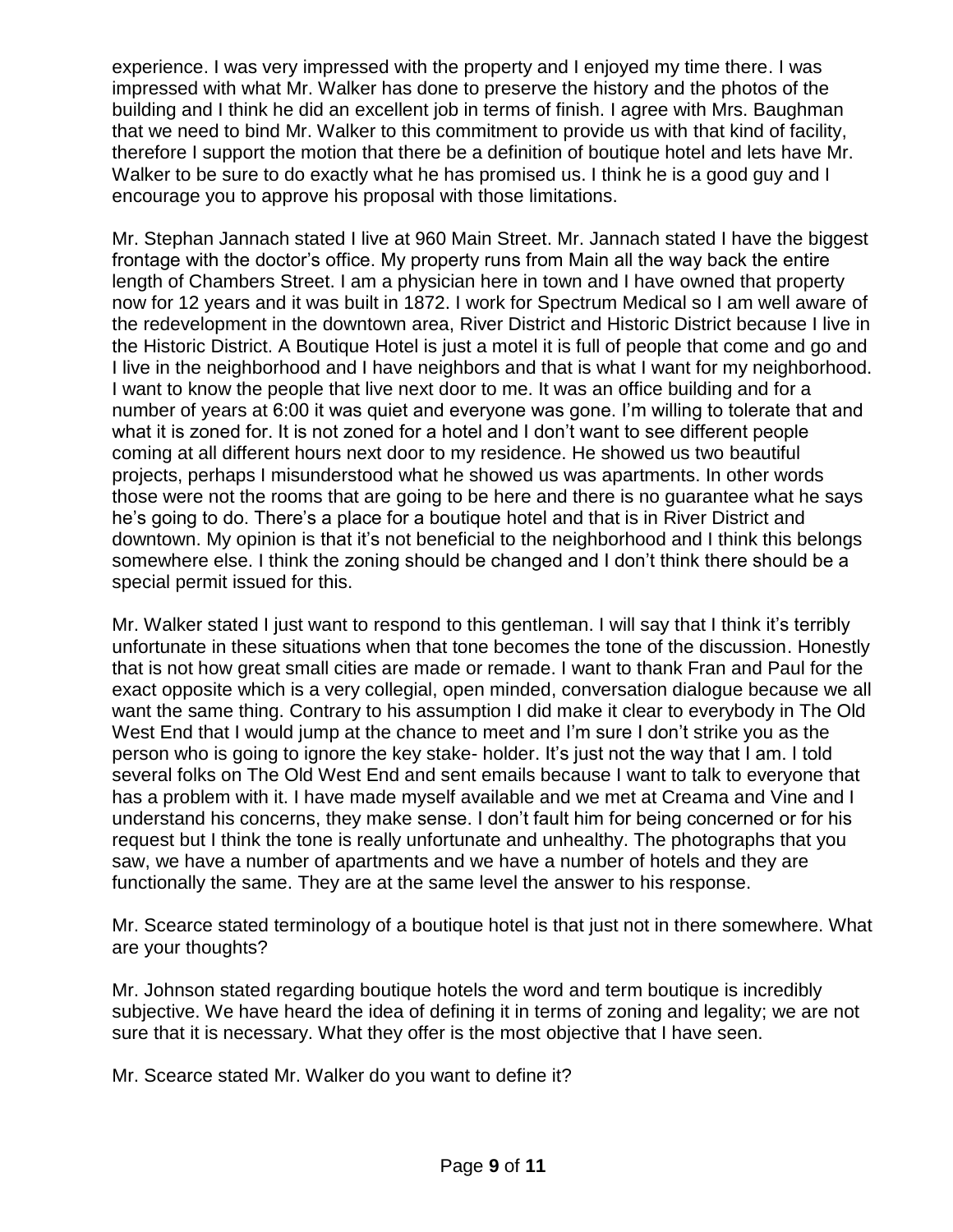experience. I was very impressed with the property and I enjoyed my time there. I was impressed with what Mr. Walker has done to preserve the history and the photos of the building and I think he did an excellent job in terms of finish. I agree with Mrs. Baughman that we need to bind Mr. Walker to this commitment to provide us with that kind of facility, therefore I support the motion that there be a definition of boutique hotel and lets have Mr. Walker to be sure to do exactly what he has promised us. I think he is a good guy and I encourage you to approve his proposal with those limitations.

Mr. Stephan Jannach stated I live at 960 Main Street. Mr. Jannach stated I have the biggest frontage with the doctor's office. My property runs from Main all the way back the entire length of Chambers Street. I am a physician here in town and I have owned that property now for 12 years and it was built in 1872. I work for Spectrum Medical so I am well aware of the redevelopment in the downtown area, River District and Historic District because I live in the Historic District. A Boutique Hotel is just a motel it is full of people that come and go and I live in the neighborhood and I have neighbors and that is what I want for my neighborhood. I want to know the people that live next door to me. It was an office building and for a number of years at 6:00 it was quiet and everyone was gone. I'm willing to tolerate that and what it is zoned for. It is not zoned for a hotel and I don't want to see different people coming at all different hours next door to my residence. He showed us two beautiful projects, perhaps I misunderstood what he showed us was apartments. In other words those were not the rooms that are going to be here and there is no guarantee what he says he's going to do. There's a place for a boutique hotel and that is in River District and downtown. My opinion is that it's not beneficial to the neighborhood and I think this belongs somewhere else. I think the zoning should be changed and I don't think there should be a special permit issued for this.

Mr. Walker stated I just want to respond to this gentleman. I will say that I think it's terribly unfortunate in these situations when that tone becomes the tone of the discussion. Honestly that is not how great small cities are made or remade. I want to thank Fran and Paul for the exact opposite which is a very collegial, open minded, conversation dialogue because we all want the same thing. Contrary to his assumption I did make it clear to everybody in The Old West End that I would jump at the chance to meet and I'm sure I don't strike you as the person who is going to ignore the key stake- holder. It's just not the way that I am. I told several folks on The Old West End and sent emails because I want to talk to everyone that has a problem with it. I have made myself available and we met at Creama and Vine and I understand his concerns, they make sense. I don't fault him for being concerned or for his request but I think the tone is really unfortunate and unhealthy. The photographs that you saw, we have a number of apartments and we have a number of hotels and they are functionally the same. They are at the same level the answer to his response.

Mr. Scearce stated terminology of a boutique hotel is that just not in there somewhere. What are your thoughts?

Mr. Johnson stated regarding boutique hotels the word and term boutique is incredibly subjective. We have heard the idea of defining it in terms of zoning and legality; we are not sure that it is necessary. What they offer is the most objective that I have seen.

Mr. Scearce stated Mr. Walker do you want to define it?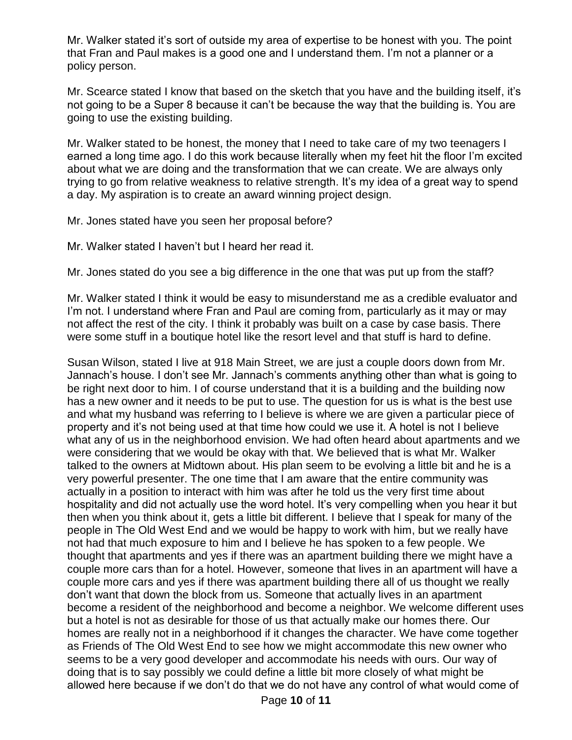Mr. Walker stated it's sort of outside my area of expertise to be honest with you. The point that Fran and Paul makes is a good one and I understand them. I'm not a planner or a policy person.

Mr. Scearce stated I know that based on the sketch that you have and the building itself, it's not going to be a Super 8 because it can't be because the way that the building is. You are going to use the existing building.

Mr. Walker stated to be honest, the money that I need to take care of my two teenagers I earned a long time ago. I do this work because literally when my feet hit the floor I'm excited about what we are doing and the transformation that we can create. We are always only trying to go from relative weakness to relative strength. It's my idea of a great way to spend a day. My aspiration is to create an award winning project design.

Mr. Jones stated have you seen her proposal before?

Mr. Walker stated I haven't but I heard her read it.

Mr. Jones stated do you see a big difference in the one that was put up from the staff?

Mr. Walker stated I think it would be easy to misunderstand me as a credible evaluator and I'm not. I understand where Fran and Paul are coming from, particularly as it may or may not affect the rest of the city. I think it probably was built on a case by case basis. There were some stuff in a boutique hotel like the resort level and that stuff is hard to define.

Susan Wilson, stated I live at 918 Main Street, we are just a couple doors down from Mr. Jannach's house. I don't see Mr. Jannach's comments anything other than what is going to be right next door to him. I of course understand that it is a building and the building now has a new owner and it needs to be put to use. The question for us is what is the best use and what my husband was referring to I believe is where we are given a particular piece of property and it's not being used at that time how could we use it. A hotel is not I believe what any of us in the neighborhood envision. We had often heard about apartments and we were considering that we would be okay with that. We believed that is what Mr. Walker talked to the owners at Midtown about. His plan seem to be evolving a little bit and he is a very powerful presenter. The one time that I am aware that the entire community was actually in a position to interact with him was after he told us the very first time about hospitality and did not actually use the word hotel. It's very compelling when you hear it but then when you think about it, gets a little bit different. I believe that I speak for many of the people in The Old West End and we would be happy to work with him, but we really have not had that much exposure to him and I believe he has spoken to a few people. We thought that apartments and yes if there was an apartment building there we might have a couple more cars than for a hotel. However, someone that lives in an apartment will have a couple more cars and yes if there was apartment building there all of us thought we really don't want that down the block from us. Someone that actually lives in an apartment become a resident of the neighborhood and become a neighbor. We welcome different uses but a hotel is not as desirable for those of us that actually make our homes there. Our homes are really not in a neighborhood if it changes the character. We have come together as Friends of The Old West End to see how we might accommodate this new owner who seems to be a very good developer and accommodate his needs with ours. Our way of doing that is to say possibly we could define a little bit more closely of what might be allowed here because if we don't do that we do not have any control of what would come of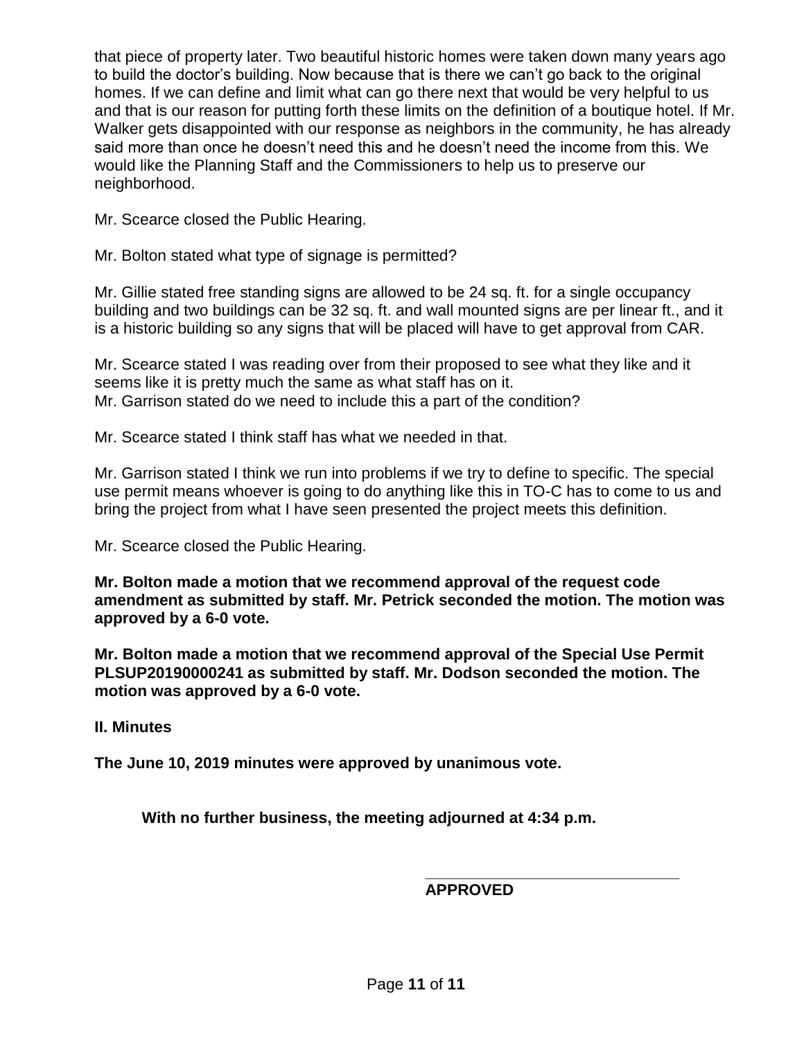that piece of property later. Two beautiful historic homes were taken down many years ago to build the doctor's building. Now because that is there we can't go back to the original homes. If we can define and limit what can go there next that would be very helpful to us and that is our reason for putting forth these limits on the definition of a boutique hotel. If Mr. Walker gets disappointed with our response as neighbors in the community, he has already said more than once he doesn't need this and he doesn't need the income from this. We would like the Planning Staff and the Commissioners to help us to preserve our neighborhood.

Mr. Scearce closed the Public Hearing.

Mr. Bolton stated what type of signage is permitted?

Mr. Gillie stated free standing signs are allowed to be 24 sq. ft. for a single occupancy building and two buildings can be 32 sq. ft. and wall mounted signs are per linear ft., and it is a historic building so any signs that will be placed will have to get approval from CAR.

Mr. Scearce stated I was reading over from their proposed to see what they like and it seems like it is pretty much the same as what staff has on it.
Mr. Garrison stated do we need to include this a part of the condition?

Mr. Scearce stated I think staff has what we needed in that.

Mr. Garrison stated I think we run into problems if we try to define to specific. The special use permit means whoever is going to do anything like this in TO-C has to come to us and bring the project from what I have seen presented the project meets this definition.

Mr. Scearce closed the Public Hearing.

**Mr. Bolton made a motion that we recommend approval of the request code amendment as submitted by staff. Mr. Petrick seconded the motion. The motion was approved by a 6-0 vote.**

**Mr. Bolton made a motion that we recommend approval of the Special Use Permit PLSUP20190000241 as submitted by staff. Mr. Dodson seconded the motion. The motion was approved by a 6-0 vote.**

**II. Minutes**

**The June 10, 2019 minutes were approved by unanimous vote.**

**With no further business, the meeting adjourned at 4:34 p.m.**

\_\_\_\_\_\_\_\_\_\_\_\_\_\_\_\_\_\_\_\_\_\_\_\_\_\_\_\_\_\_

**APPROVED**